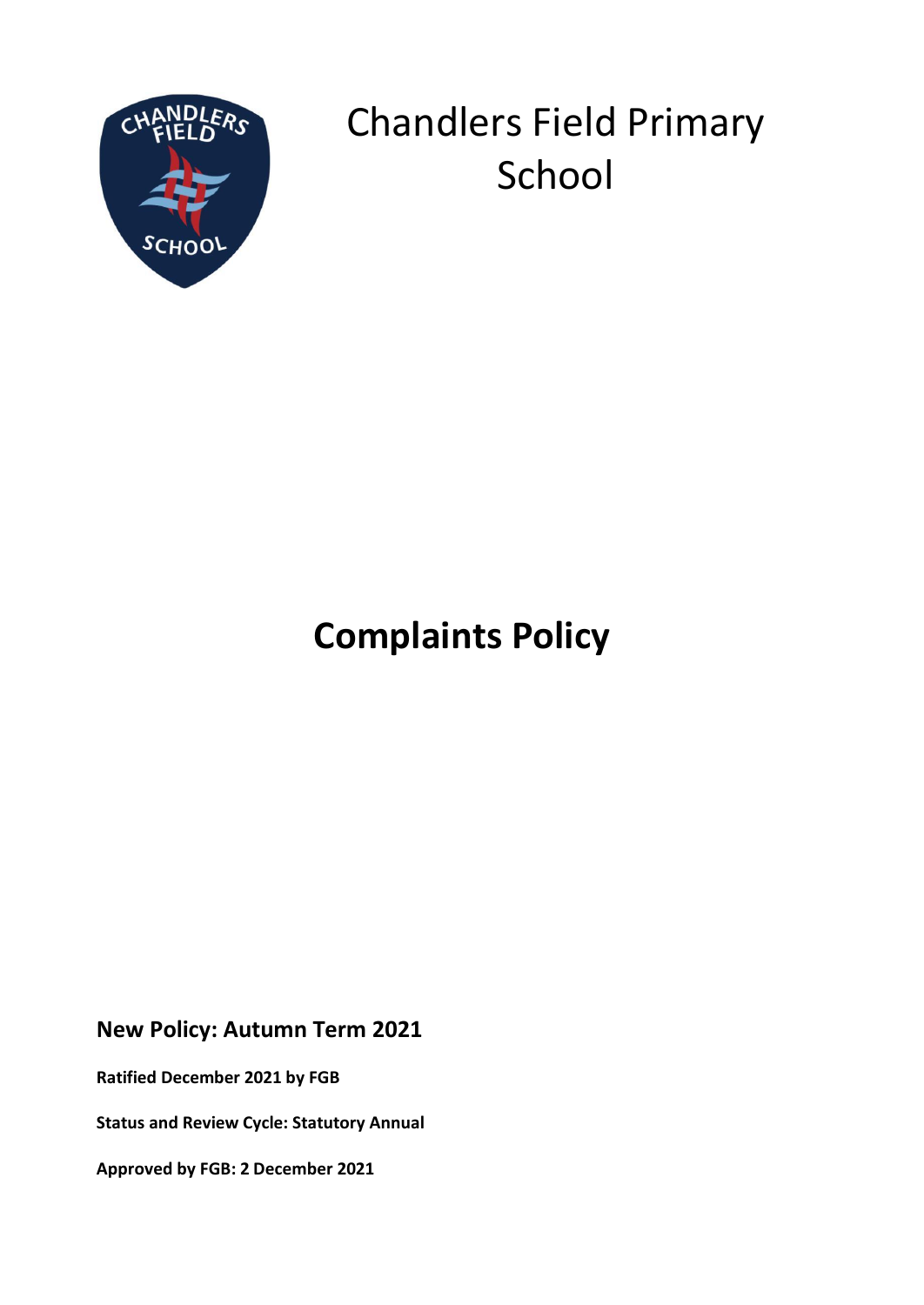# Chandlers Field Primary School

# Complaints Policy

**New Policy: Autumn Term 2021**

**Ratified December 2021 by FGB**

**Status and Review Cycle: Statutory Annual**

**Approved by FGB: 2 December 2021**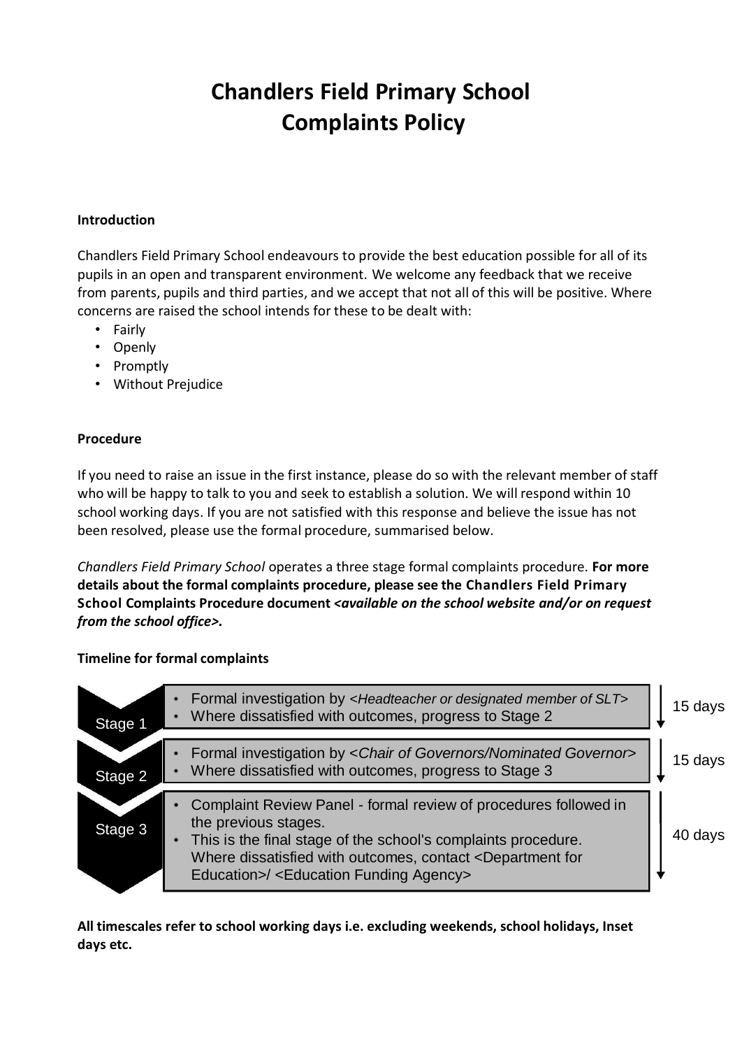# Chandlers Field Primary School
# Complaints Policy

**Introduction**

Chandlers Field Primary School endeavours to provide the best education possible for all of its pupils in an open and transparent environment. We welcome any feedback that we receive from parents, pupils and third parties, and we accept that not all of this will be positive. Where concerns are raised the school intends for these to be dealt with:

- Fairly
- Openly
- Promptly
- Without Prejudice

**Procedure**

If you need to raise an issue in the first instance, please do so with the relevant member of staff who will be happy to talk to you and seek to establish a solution. We will respond within 10 school working days. If you are not satisfied with this response and believe the issue has not been resolved, please use the formal procedure, summarised below.

*Chandlers Field Primary School* operates a three stage formal complaints procedure. **For more details about the formal complaints procedure, please see the Chandlers Field Primary School Complaints Procedure document *<available on the school website and/or on request from the school office>.***

**Timeline for formal complaints**

Stage 1
- Formal investigation by *<Headteacher or designated member of SLT>*
- Where dissatisfied with outcomes, progress to Stage 2

15 days

Stage 2
- Formal investigation by <*Chair of Governors/Nominated Governor*>
- Where dissatisfied with outcomes, progress to Stage 3

15 days

Stage 3
- Complaint Review Panel - formal review of procedures followed in the previous stages.
- This is the final stage of the school's complaints procedure. Where dissatisfied with outcomes, contact <Department for Education>/ <Education Funding Agency>

40 days

**All timescales refer to school working days i.e. excluding weekends, school holidays, Inset days etc.**